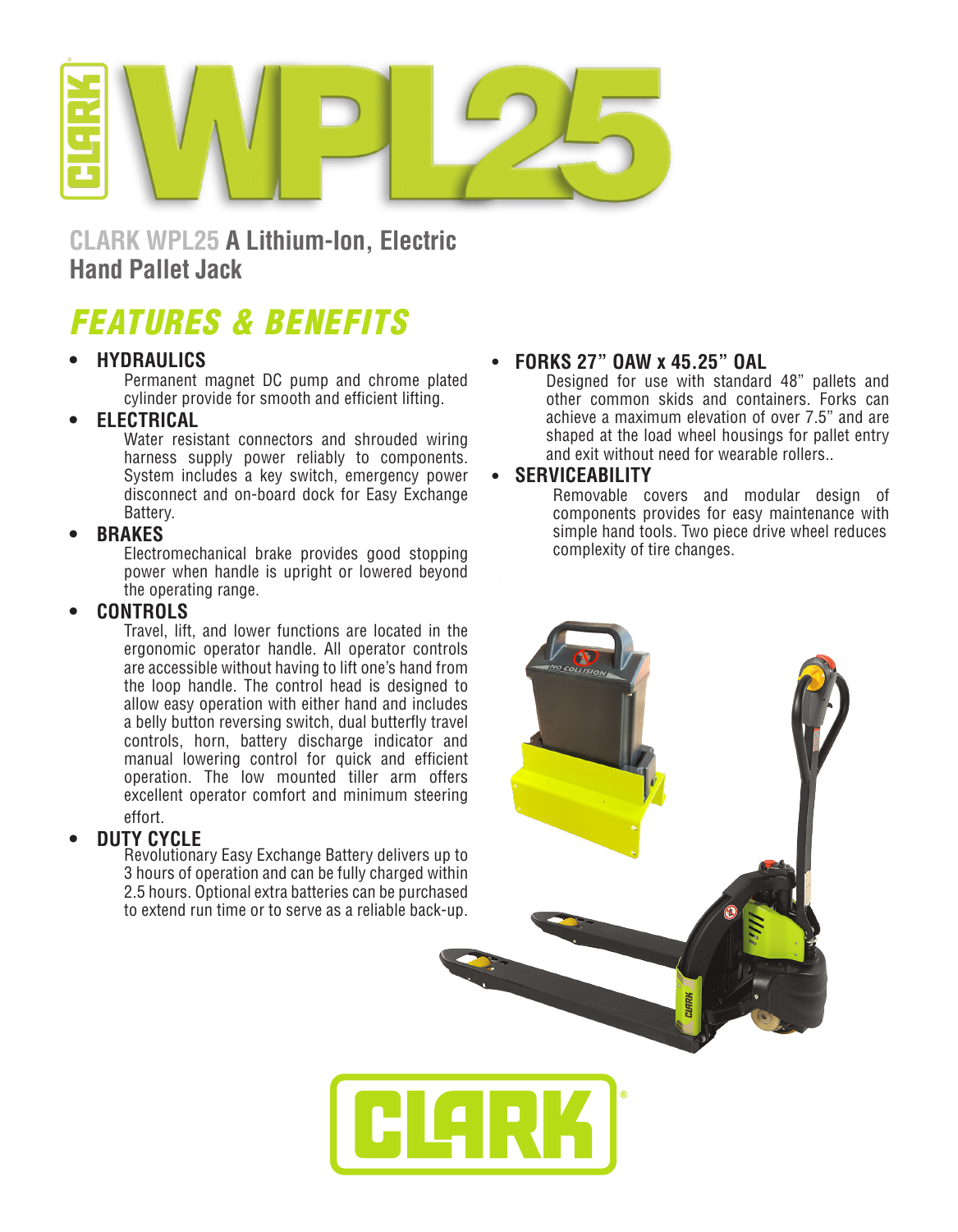# WPL25

## CLARK WPL25 A Lithium-Ion, Electric Hand Pallet Jack

## FEATURES & BENEFITS

- **HYDRAULICS**
  Permanent magnet DC pump and chrome plated cylinder provide for smooth and efficient lifting.
- **ELECTRICAL**
  Water resistant connectors and shrouded wiring harness supply power reliably to components. System includes a key switch, emergency power disconnect and on-board dock for Easy Exchange Battery.
- **BRAKES**
  Electromechanical brake provides good stopping power when handle is upright or lowered beyond the operating range.
- **CONTROLS**
  Travel, lift, and lower functions are located in the ergonomic operator handle. All operator controls are accessible without having to lift one's hand from the loop handle. The control head is designed to allow easy operation with either hand and includes a belly button reversing switch, dual butterfly travel controls, horn, battery discharge indicator and manual lowering control for quick and efficient operation. The low mounted tiller arm offers excellent operator comfort and minimum steering effort.
- **DUTY CYCLE**
  Revolutionary Easy Exchange Battery delivers up to 3 hours of operation and can be fully charged within 2.5 hours. Optional extra batteries can be purchased to extend run time or to serve as a reliable back-up.
- **FORKS 27" OAW x 45.25" OAL**
  Designed for use with standard 48" pallets and other common skids and containers. Forks can achieve a maximum elevation of over 7.5" and are shaped at the load wheel housings for pallet entry and exit without need for wearable rollers..
- **SERVICEABILITY**
  Removable covers and modular design of components provides for easy maintenance with simple hand tools. Two piece drive wheel reduces complexity of tire changes.

CLARK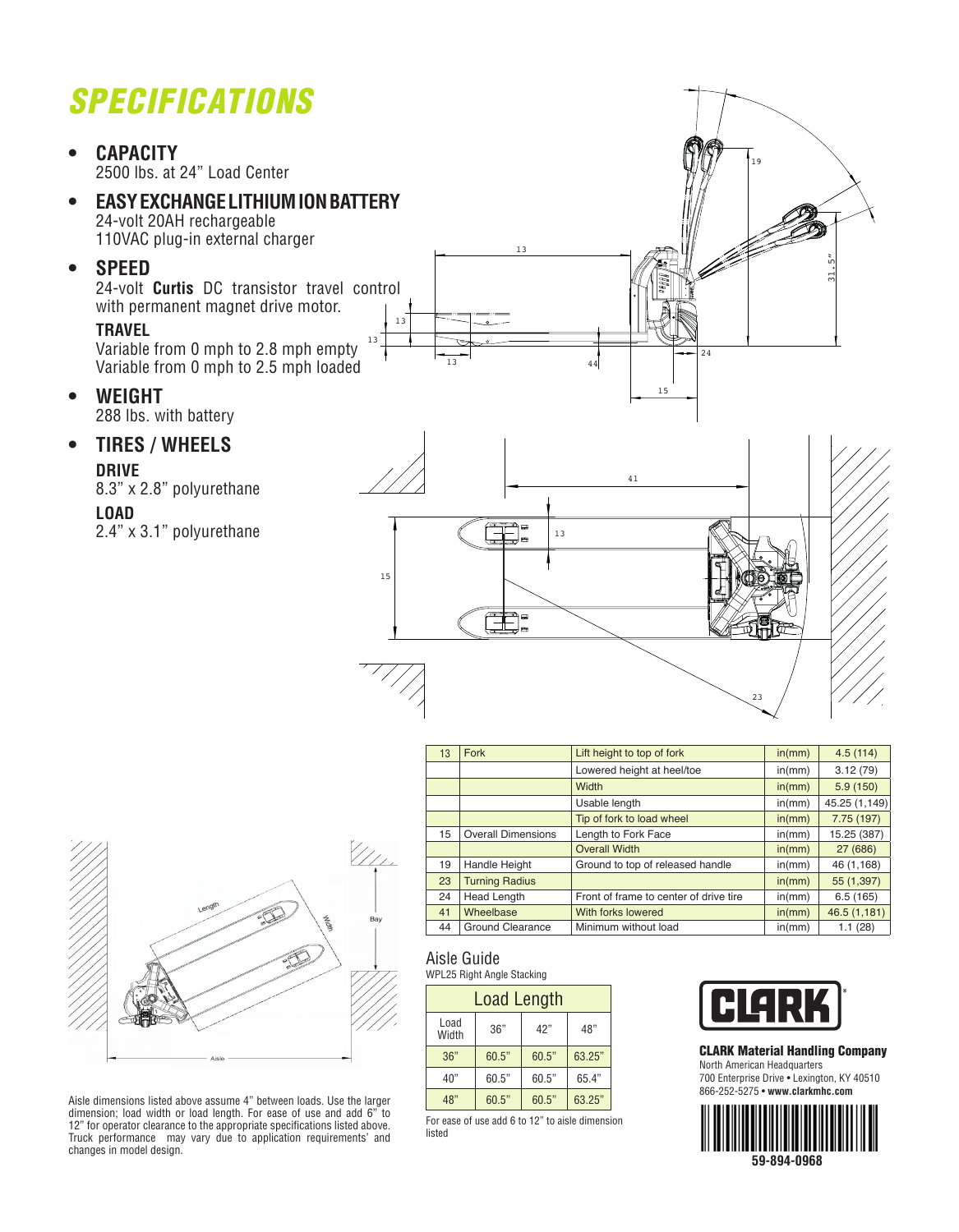# SPECIFICATIONS

- **CAPACITY**
  2500 lbs. at 24" Load Center
- **EASY EXCHANGE LITHIUM ION BATTERY**
  24-volt 20AH rechargeable
  110VAC plug-in external charger
- **SPEED**
  24-volt **Curtis** DC transistor travel control with permanent magnet drive motor.

  **TRAVEL**
  Variable from 0 mph to 2.8 mph empty
  Variable from 0 mph to 2.5 mph loaded
- **WEIGHT**
  288 lbs. with battery
- **TIRES / WHEELS**

  **DRIVE**
  8.3" x 2.8" polyurethane

  **LOAD**
  2.4" x 3.1" polyurethane

| | | | | |
|---|---|---|---|---|
| 13 | Fork | Lift height to top of fork | in(mm) | 4.5 (114) |
| | | Lowered height at heel/toe | in(mm) | 3.12 (79) |
| | | Width | in(mm) | 5.9 (150) |
| | | Usable length | in(mm) | 45.25 (1,149) |
| | | Tip of fork to load wheel | in(mm) | 7.75 (197) |
| 15 | Overall Dimensions | Length to Fork Face | in(mm) | 15.25 (387) |
| | | Overall Width | in(mm) | 27 (686) |
| 19 | Handle Height | Ground to top of released handle | in(mm) | 46 (1,168) |
| 23 | Turning Radius | | in(mm) | 55 (1,397) |
| 24 | Head Length | Front of frame to center of drive tire | in(mm) | 6.5 (165) |
| 41 | Wheelbase | With forks lowered | in(mm) | 46.5 (1,181) |
| 44 | Ground Clearance | Minimum without load | in(mm) | 1.1 (28) |

Aisle dimensions listed above assume 4" between loads. Use the larger dimension; load width or load length. For ease of use and add 6" to 12" for operator clearance to the appropriate specifications listed above. Truck performance may vary due to application requirements' and changes in model design.

## Aisle Guide

WPL25 Right Angle Stacking

| Load Width | Load Length 36" | 42" | 48" |
|---|---|---|---|
| 36" | 60.5" | 60.5" | 63.25" |
| 40" | 60.5" | 60.5" | 65.4" |
| 48" | 60.5" | 60.5" | 63.25" |

For ease of use add 6 to 12" to aisle dimension listed

**CLARK Material Handling Company**
North American Headquarters
700 Enterprise Drive • Lexington, KY 40510
866-252-5275 • **www.clarkmhc.com**

59-894-0968